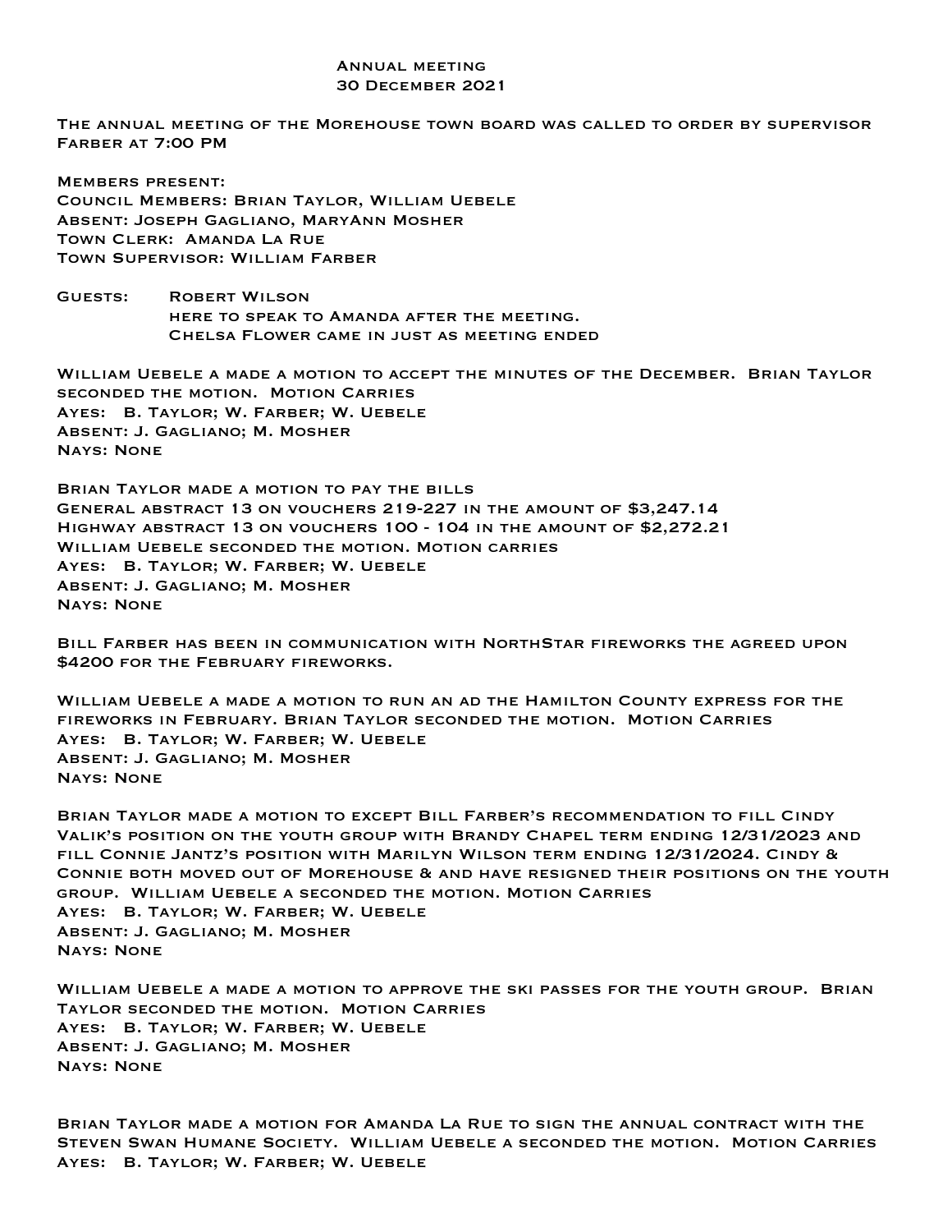# Annual meeting
## 30 December 2021

The annual meeting of the Morehouse town board was called to order by supervisor Farber at 7:00 PM

Members present:
Council Members: Brian Taylor, William Uebele
Absent: Joseph Gagliano, MaryAnn Mosher
Town Clerk: Amanda La Rue
Town Supervisor: William Farber

Guests: Robert Wilson
here to speak to Amanda after the meeting.
Chelsa Flower came in just as meeting ended

William Uebele a made a motion to accept the minutes of the December. Brian Taylor seconded the motion. Motion Carries
Ayes: B. Taylor; W. Farber; W. Uebele
Absent: J. Gagliano; M. Mosher
Nays: None

Brian Taylor made a motion to pay the bills
General abstract 13 on vouchers 219-227 in the amount of $3,247.14
Highway abstract 13 on vouchers 100 - 104 in the amount of $2,272.21
William Uebele seconded the motion. Motion carries
Ayes: B. Taylor; W. Farber; W. Uebele
Absent: J. Gagliano; M. Mosher
Nays: None

Bill Farber has been in communication with NorthStar fireworks the agreed upon $4200 for the February fireworks.

William Uebele a made a motion to run an ad the Hamilton County express for the fireworks in February. Brian Taylor seconded the motion. Motion Carries
Ayes: B. Taylor; W. Farber; W. Uebele
Absent: J. Gagliano; M. Mosher
Nays: None

Brian Taylor made a motion to except Bill Farber's recommendation to fill Cindy Valik's position on the youth group with Brandy Chapel term ending 12/31/2023 and fill Connie Jantz's position with Marilyn Wilson term ending 12/31/2024. Cindy & Connie both moved out of Morehouse & and have resigned their positions on the youth group. William Uebele a seconded the motion. Motion Carries
Ayes: B. Taylor; W. Farber; W. Uebele
Absent: J. Gagliano; M. Mosher
Nays: None

William Uebele a made a motion to approve the ski passes for the youth group. Brian Taylor seconded the motion. Motion Carries
Ayes: B. Taylor; W. Farber; W. Uebele
Absent: J. Gagliano; M. Mosher
Nays: None

Brian Taylor made a motion for Amanda La Rue to sign the annual contract with the Steven Swan Humane Society. William Uebele a seconded the motion. Motion Carries
Ayes: B. Taylor; W. Farber; W. Uebele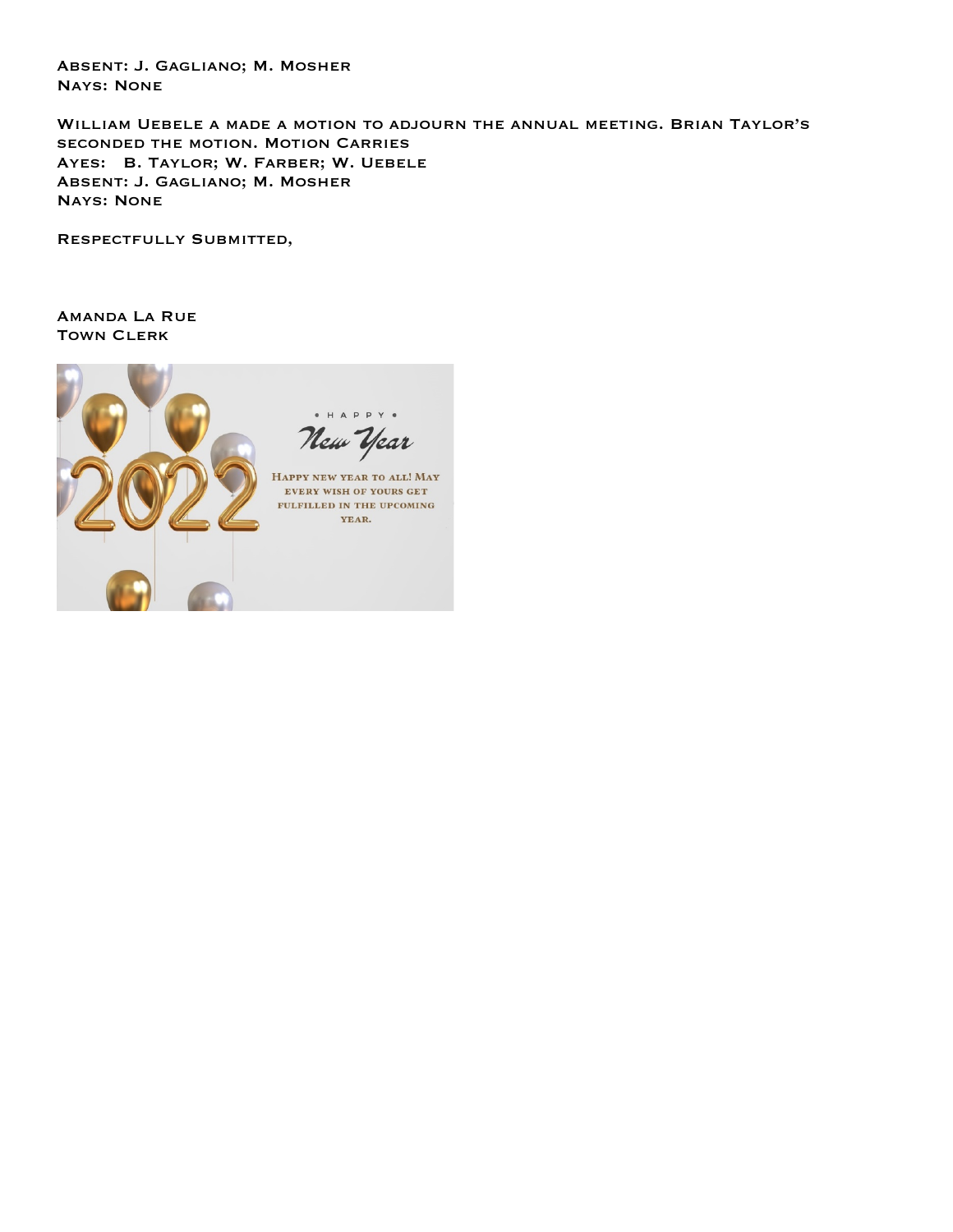Absent: J. Gagliano; M. Mosher
Nays: None

William Uebele a made a motion to adjourn the annual meeting. Brian Taylor's seconded the motion. Motion Carries
Ayes: B. Taylor; W. Farber; W. Uebele
Absent: J. Gagliano; M. Mosher
Nays: None

Respectfully Submitted,

Amanda La Rue
Town Clerk